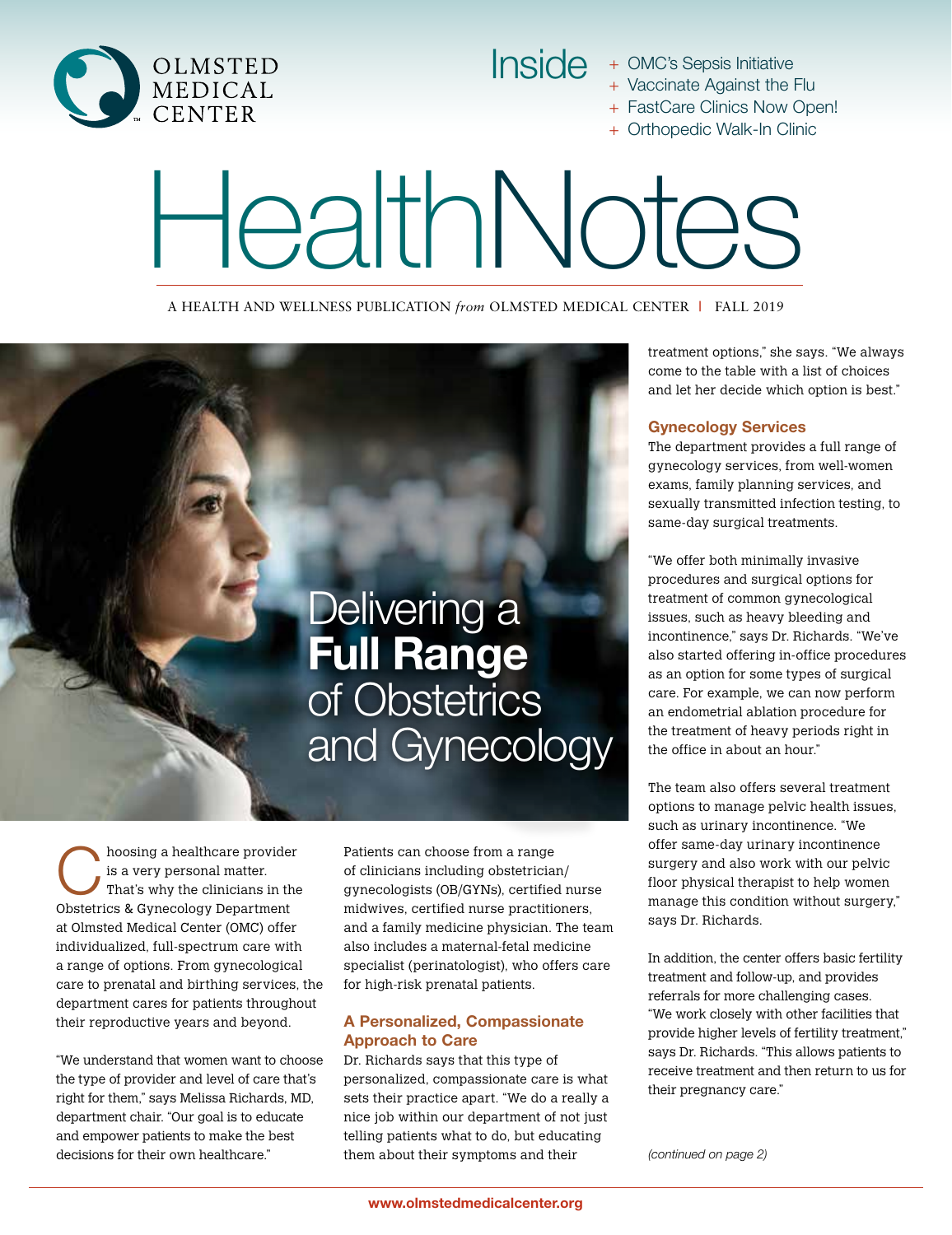OLMSTED MEDICAL CENTER

Inside
+ OMC's Sepsis Initiative
+ Vaccinate Against the Flu
+ FastCare Clinics Now Open!
+ Orthopedic Walk-In Clinic

# HealthNotes

A HEALTH AND WELLNESS PUBLICATION *from* OLMSTED MEDICAL CENTER | FALL 2019

## Delivering a **Full Range** of Obstetrics and Gynecology

Choosing a healthcare provider is a very personal matter. That's why the clinicians in the Obstetrics & Gynecology Department at Olmsted Medical Center (OMC) offer individualized, full-spectrum care with a range of options. From gynecological care to prenatal and birthing services, the department cares for patients throughout their reproductive years and beyond.

"We understand that women want to choose the type of provider and level of care that's right for them," says Melissa Richards, MD, department chair. "Our goal is to educate and empower patients to make the best decisions for their own healthcare."

Patients can choose from a range of clinicians including obstetrician/gynecologists (OB/GYNs), certified nurse midwives, certified nurse practitioners, and a family medicine physician. The team also includes a maternal-fetal medicine specialist (perinatologist), who offers care for high-risk prenatal patients.

### A Personalized, Compassionate Approach to Care

Dr. Richards says that this type of personalized, compassionate care is what sets their practice apart. "We do a really a nice job within our department of not just telling patients what to do, but educating them about their symptoms and their treatment options," she says. "We always come to the table with a list of choices and let her decide which option is best."

### Gynecology Services

The department provides a full range of gynecology services, from well-women exams, family planning services, and sexually transmitted infection testing, to same-day surgical treatments.

"We offer both minimally invasive procedures and surgical options for treatment of common gynecological issues, such as heavy bleeding and incontinence," says Dr. Richards. "We've also started offering in-office procedures as an option for some types of surgical care. For example, we can now perform an endometrial ablation procedure for the treatment of heavy periods right in the office in about an hour."

The team also offers several treatment options to manage pelvic health issues, such as urinary incontinence. "We offer same-day urinary incontinence surgery and also work with our pelvic floor physical therapist to help women manage this condition without surgery," says Dr. Richards.

In addition, the center offers basic fertility treatment and follow-up, and provides referrals for more challenging cases. "We work closely with other facilities that provide higher levels of fertility treatment," says Dr. Richards. "This allows patients to receive treatment and then return to us for their pregnancy care."

*(continued on page 2)*

www.olmstedmedicalcenter.org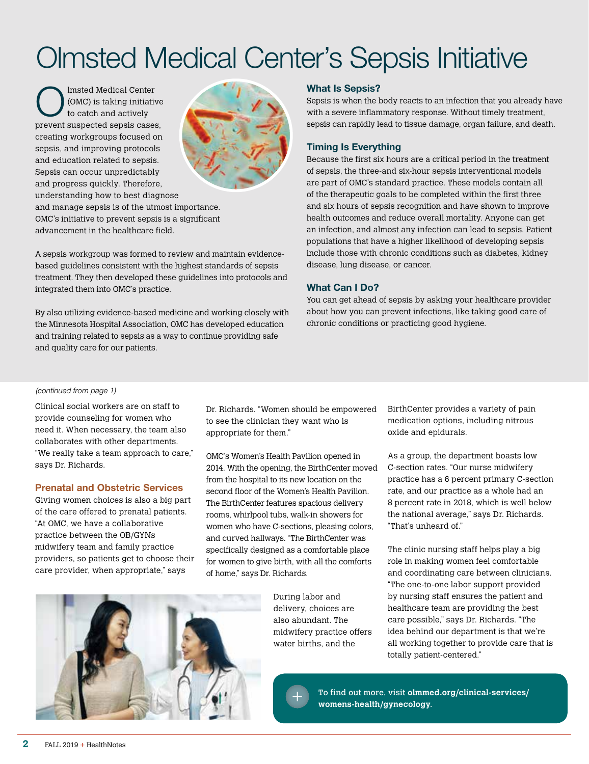# Olmsted Medical Center's Sepsis Initiative

Olmsted Medical Center (OMC) is taking initiative to catch and actively prevent suspected sepsis cases, creating workgroups focused on sepsis, and improving protocols and education related to sepsis. Sepsis can occur unpredictably and progress quickly. Therefore, understanding how to best diagnose and manage sepsis is of the utmost importance. OMC's initiative to prevent sepsis is a significant advancement in the healthcare field.

A sepsis workgroup was formed to review and maintain evidence-based guidelines consistent with the highest standards of sepsis treatment. They then developed these guidelines into protocols and integrated them into OMC's practice.

By also utilizing evidence-based medicine and working closely with the Minnesota Hospital Association, OMC has developed education and training related to sepsis as a way to continue providing safe and quality care for our patients.

### What Is Sepsis?

Sepsis is when the body reacts to an infection that you already have with a severe inflammatory response. Without timely treatment, sepsis can rapidly lead to tissue damage, organ failure, and death.

### Timing Is Everything

Because the first six hours are a critical period in the treatment of sepsis, the three-and six-hour sepsis interventional models are part of OMC's standard practice. These models contain all of the therapeutic goals to be completed within the first three and six hours of sepsis recognition and have shown to improve health outcomes and reduce overall mortality. Anyone can get an infection, and almost any infection can lead to sepsis. Patient populations that have a higher likelihood of developing sepsis include those with chronic conditions such as diabetes, kidney disease, lung disease, or cancer.

### What Can I Do?

You can get ahead of sepsis by asking your healthcare provider about how you can prevent infections, like taking good care of chronic conditions or practicing good hygiene.

*(continued from page 1)*

Clinical social workers are on staff to provide counseling for women who need it. When necessary, the team also collaborates with other departments. "We really take a team approach to care," says Dr. Richards.

### Prenatal and Obstetric Services

Giving women choices is also a big part of the care offered to prenatal patients. "At OMC, we have a collaborative practice between the OB/GYNs midwifery team and family practice providers, so patients get to choose their care provider, when appropriate," says Dr. Richards. "Women should be empowered to see the clinician they want who is appropriate for them."

OMC's Women's Health Pavilion opened in 2014. With the opening, the BirthCenter moved from the hospital to its new location on the second floor of the Women's Health Pavilion. The BirthCenter features spacious delivery rooms, whirlpool tubs, walk-in showers for women who have C-sections, pleasing colors, and curved hallways. "The BirthCenter was specifically designed as a comfortable place for women to give birth, with all the comforts of home," says Dr. Richards.

During labor and delivery, choices are also abundant. The midwifery practice offers water births, and the BirthCenter provides a variety of pain medication options, including nitrous oxide and epidurals.

As a group, the department boasts low C-section rates. "Our nurse midwifery practice has a 6 percent primary C-section rate, and our practice as a whole had an 8 percent rate in 2018, which is well below the national average," says Dr. Richards. "That's unheard of."

The clinic nursing staff helps play a big role in making women feel comfortable and coordinating care between clinicians. "The one-to-one labor support provided by nursing staff ensures the patient and healthcare team are providing the best care possible," says Dr. Richards. "The idea behind our department is that we're all working together to provide care that is totally patient-centered."

To find out more, visit **olmmed.org/clinical-services/womens-health/gynecology**.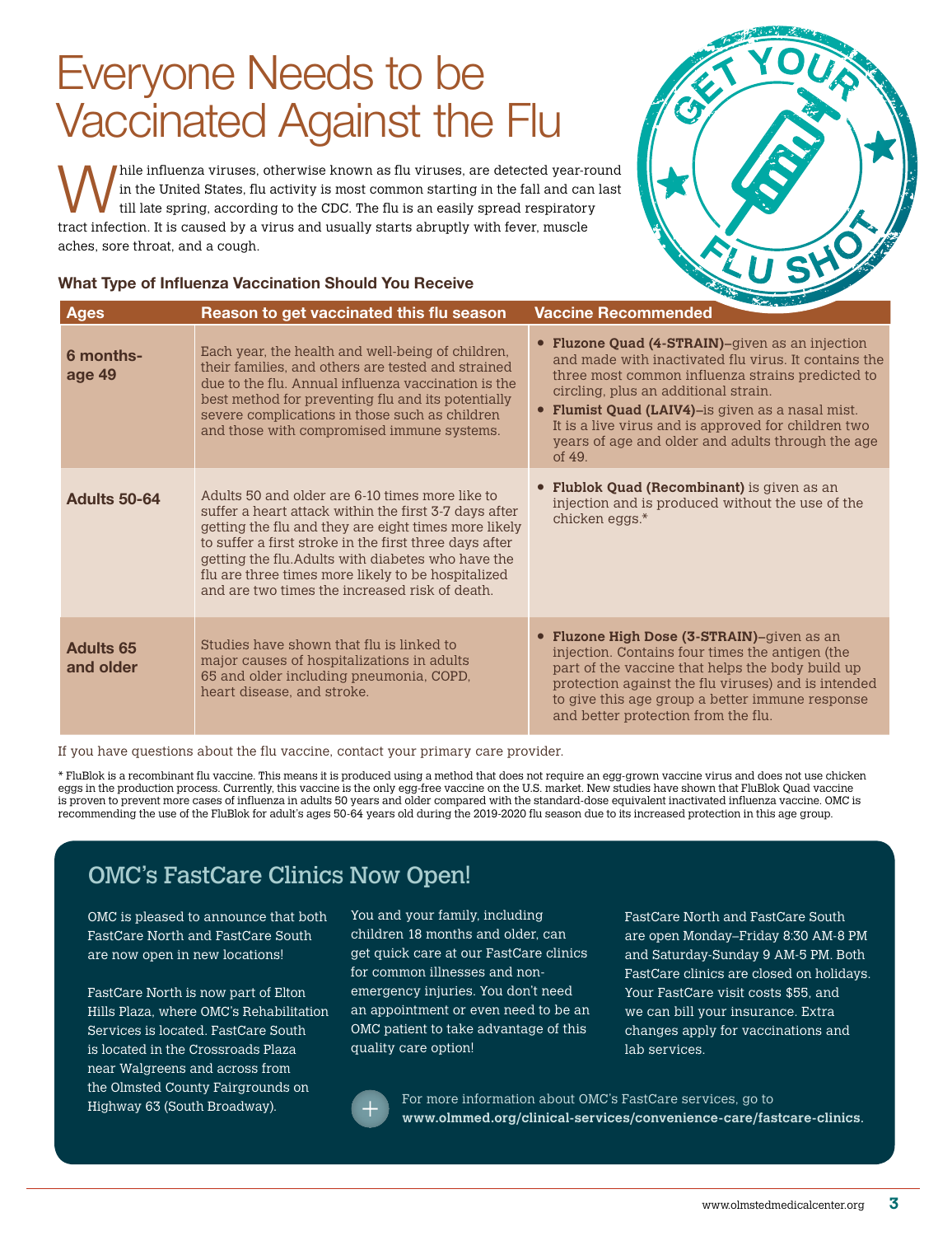# Everyone Needs to be Vaccinated Against the Flu

While influenza viruses, otherwise known as flu viruses, are detected year-round in the United States, flu activity is most common starting in the fall and can last till late spring, according to the CDC. The flu is an easily spread respiratory tract infection. It is caused by a virus and usually starts abruptly with fever, muscle aches, sore throat, and a cough.

GET YOUR FLU SHOT

### What Type of Influenza Vaccination Should You Receive

| Ages | Reason to get vaccinated this flu season | Vaccine Recommended |
|---|---|---|
| **6 months-age 49** | Each year, the health and well-being of children, their families, and others are tested and strained due to the flu. Annual influenza vaccination is the best method for preventing flu and its potentially severe complications in those such as children and those with compromised immune systems. | • **Fluzone Quad (4-STRAIN)**–given as an injection and made with inactivated flu virus. It contains the three most common influenza strains predicted to circling, plus an additional strain. • **Flumist Quad (LAIV4)**–is given as a nasal mist. It is a live virus and is approved for children two years of age and older and adults through the age of 49. |
| **Adults 50-64** | Adults 50 and older are 6-10 times more like to suffer a heart attack within the first 3-7 days after getting the flu and they are eight times more likely to suffer a first stroke in the first three days after getting the flu.Adults with diabetes who have the flu are three times more likely to be hospitalized and are two times the increased risk of death. | • **Flublok Quad (Recombinant)** is given as an injection and is produced without the use of the chicken eggs.* |
| **Adults 65 and older** | Studies have shown that flu is linked to major causes of hospitalizations in adults 65 and older including pneumonia, COPD, heart disease, and stroke. | • **Fluzone High Dose (3-STRAIN)**–given as an injection. Contains four times the antigen (the part of the vaccine that helps the body build up protection against the flu viruses) and is intended to give this age group a better immune response and better protection from the flu. |

If you have questions about the flu vaccine, contact your primary care provider.

* FluBlok is a recombinant flu vaccine. This means it is produced using a method that does not require an egg-grown vaccine virus and does not use chicken eggs in the production process. Currently, this vaccine is the only egg-free vaccine on the U.S. market. New studies have shown that FluBlok Quad vaccine is proven to prevent more cases of influenza in adults 50 years and older compared with the standard-dose equivalent inactivated influenza vaccine. OMC is recommending the use of the FluBlok for adult's ages 50-64 years old during the 2019-2020 flu season due to its increased protection in this age group.

## OMC's FastCare Clinics Now Open!

OMC is pleased to announce that both FastCare North and FastCare South are now open in new locations!

FastCare North is now part of Elton Hills Plaza, where OMC's Rehabilitation Services is located. FastCare South is located in the Crossroads Plaza near Walgreens and across from the Olmsted County Fairgrounds on Highway 63 (South Broadway).

You and your family, including children 18 months and older, can get quick care at our FastCare clinics for common illnesses and non-emergency injuries. You don't need an appointment or even need to be an OMC patient to take advantage of this quality care option!

FastCare North and FastCare South are open Monday–Friday 8:30 AM-8 PM and Saturday-Sunday 9 AM-5 PM. Both FastCare clinics are closed on holidays. Your FastCare visit costs $55, and we can bill your insurance. Extra changes apply for vaccinations and lab services.

For more information about OMC's FastCare services, go to **www.olmmed.org/clinical-services/convenience-care/fastcare-clinics**.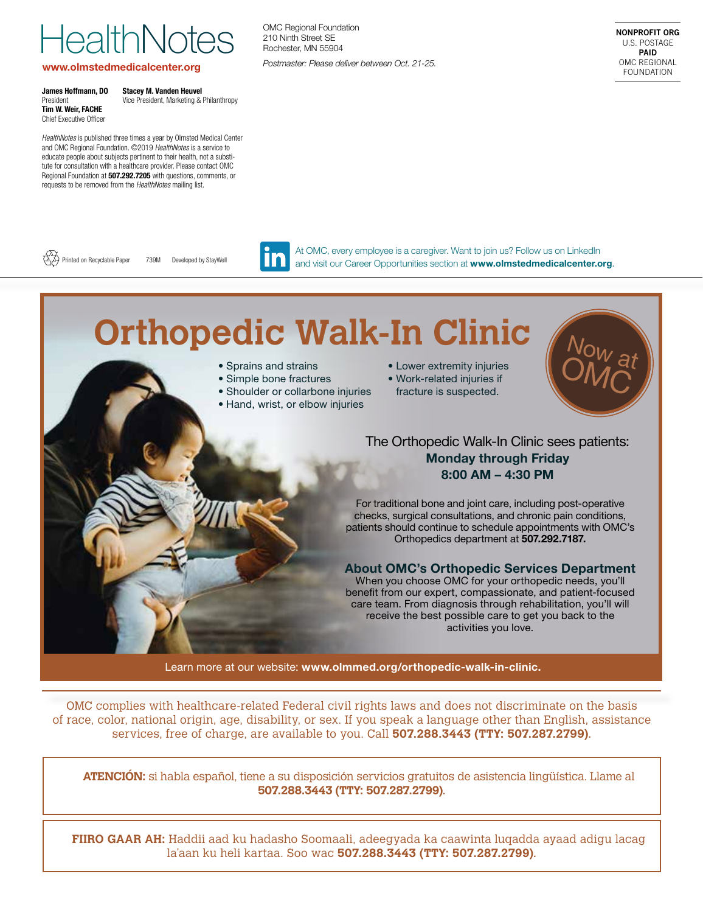# HealthNotes

**www.olmstedmedicalcenter.org**

OMC Regional Foundation
210 Ninth Street SE
Rochester, MN 55904

*Postmaster: Please deliver between Oct. 21-25.*

**NONPROFIT ORG**
U.S. POSTAGE
**PAID**
OMC REGIONAL FOUNDATION

**James Hoffmann, DO**
President

**Tim W. Weir, FACHE**
Chief Executive Officer

**Stacey M. Vanden Heuvel**
Vice President, Marketing & Philanthropy

*HealthNotes* is published three times a year by Olmsted Medical Center and OMC Regional Foundation. ©2019 *HealthNotes* is a service to educate people about subjects pertinent to their health, not a substitute for consultation with a healthcare provider. Please contact OMC Regional Foundation at **507.292.7205** with questions, comments, or requests to be removed from the *HealthNotes* mailing list.

Printed on Recyclable Paper 739M Developed by StayWell

At OMC, every employee is a caregiver. Want to join us? Follow us on LinkedIn and visit our Career Opportunities section at **www.olmstedmedicalcenter.org**.

# Orthopedic Walk-In Clinic

Now at OMC

- Sprains and strains
- Simple bone fractures
- Shoulder or collarbone injuries
- Hand, wrist, or elbow injuries
- Lower extremity injuries
- Work-related injuries if fracture is suspected.

The Orthopedic Walk-In Clinic sees patients:
**Monday through Friday**
**8:00 AM – 4:30 PM**

For traditional bone and joint care, including post-operative checks, surgical consultations, and chronic pain conditions, patients should continue to schedule appointments with OMC's Orthopedics department at **507.292.7187.**

## About OMC's Orthopedic Services Department

When you choose OMC for your orthopedic needs, you'll benefit from our expert, compassionate, and patient-focused care team. From diagnosis through rehabilitation, you'll will receive the best possible care to get you back to the activities you love.

Learn more at our website: **www.olmmed.org/orthopedic-walk-in-clinic.**

OMC complies with healthcare-related Federal civil rights laws and does not discriminate on the basis of race, color, national origin, age, disability, or sex. If you speak a language other than English, assistance services, free of charge, are available to you. Call **507.288.3443 (TTY: 507.287.2799)**.

**ATENCIÓN:** si habla español, tiene a su disposición servicios gratuitos de asistencia lingüística. Llame al **507.288.3443 (TTY: 507.287.2799)**.

**FIIRO GAAR AH:** Haddii aad ku hadasho Soomaali, adeegyada ka caawinta luqadda ayaad adigu lacag la'aan ku heli kartaa. Soo wac **507.288.3443 (TTY: 507.287.2799)**.